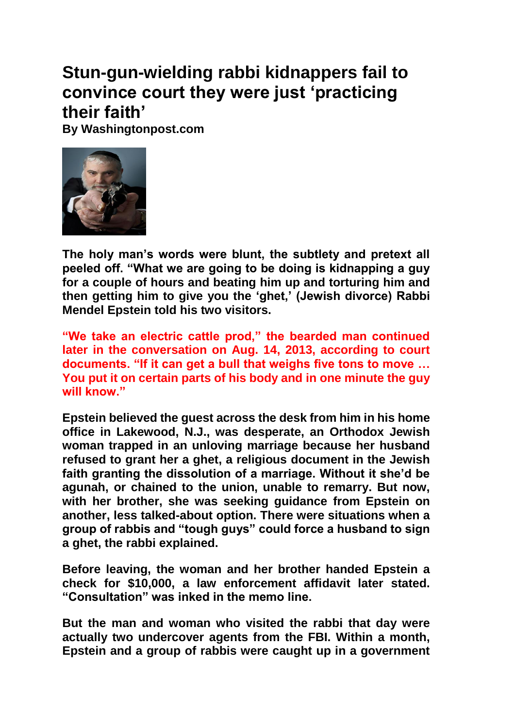# Stun-gun-wielding rabbi kidnappers fail to convince court they were just 'practicing their faith'

**By Washingtonpost.com**

**The holy man's words were blunt, the subtlety and pretext all peeled off. "What we are going to be doing is kidnapping a guy for a couple of hours and beating him up and torturing him and then getting him to give you the 'ghet,' (Jewish divorce) Rabbi Mendel Epstein told his two visitors.**

**"We take an electric cattle prod," the bearded man continued later in the conversation on Aug. 14, 2013, according to court documents. "If it can get a bull that weighs five tons to move … You put it on certain parts of his body and in one minute the guy will know."**

**Epstein believed the guest across the desk from him in his home office in Lakewood, N.J., was desperate, an Orthodox Jewish woman trapped in an unloving marriage because her husband refused to grant her a ghet, a religious document in the Jewish faith granting the dissolution of a marriage. Without it she'd be agunah, or chained to the union, unable to remarry. But now, with her brother, she was seeking guidance from Epstein on another, less talked-about option. There were situations when a group of rabbis and "tough guys" could force a husband to sign a ghet, the rabbi explained.**

**Before leaving, the woman and her brother handed Epstein a check for $10,000, a law enforcement affidavit later stated. "Consultation" was inked in the memo line.**

**But the man and woman who visited the rabbi that day were actually two undercover agents from the FBI. Within a month, Epstein and a group of rabbis were caught up in a government**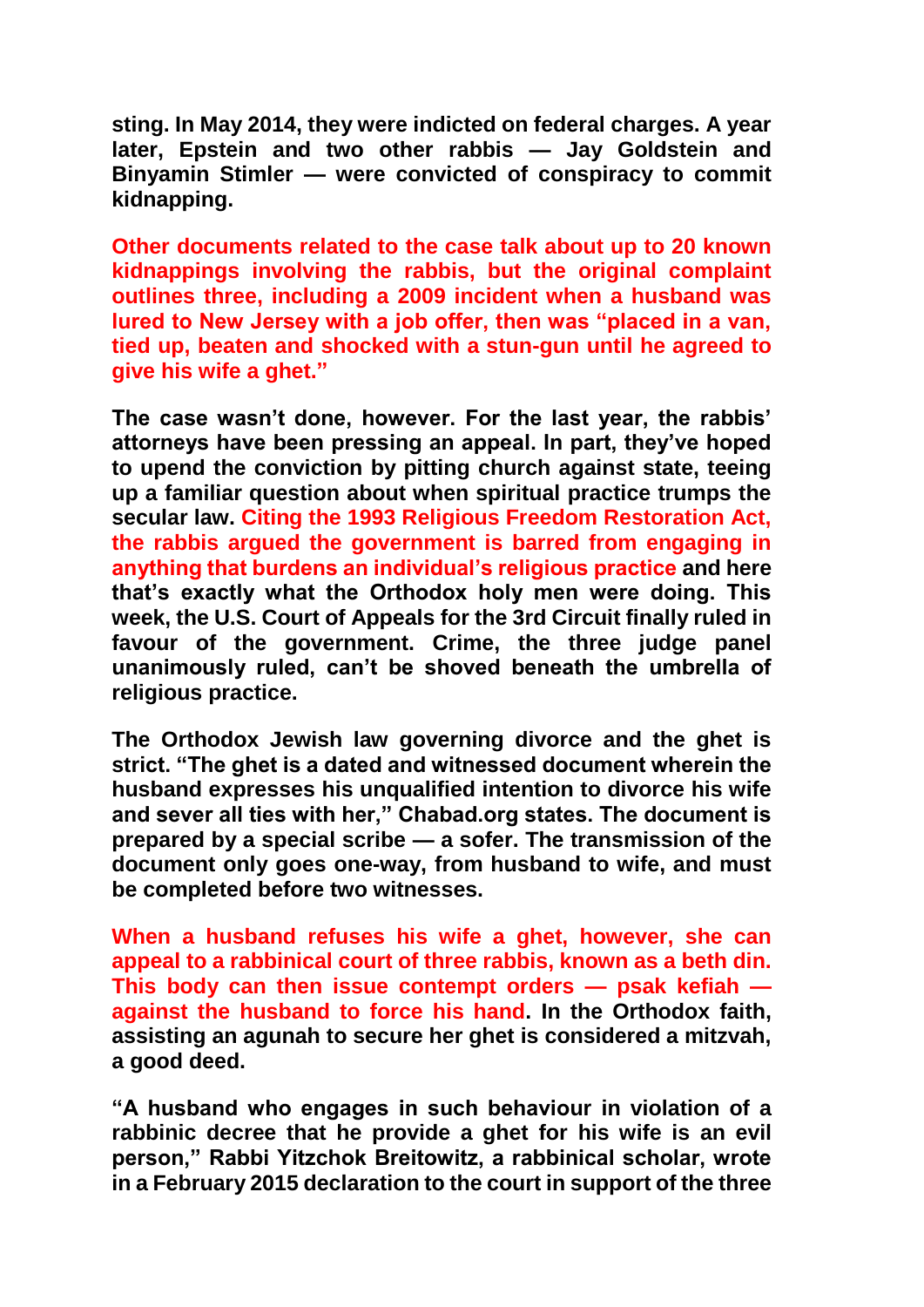**sting. In May 2014, they were indicted on federal charges. A year later, Epstein and two other rabbis — Jay Goldstein and Binyamin Stimler — were convicted of conspiracy to commit kidnapping.**

**Other documents related to the case talk about up to 20 known kidnappings involving the rabbis, but the original complaint outlines three, including a 2009 incident when a husband was lured to New Jersey with a job offer, then was "placed in a van, tied up, beaten and shocked with a stun-gun until he agreed to give his wife a ghet."**

**The case wasn't done, however. For the last year, the rabbis' attorneys have been pressing an appeal. In part, they've hoped to upend the conviction by pitting church against state, teeing up a familiar question about when spiritual practice trumps the secular law. Citing the 1993 Religious Freedom Restoration Act, the rabbis argued the government is barred from engaging in anything that burdens an individual's religious practice and here that's exactly what the Orthodox holy men were doing. This week, the U.S. Court of Appeals for the 3rd Circuit finally ruled in favour of the government. Crime, the three judge panel unanimously ruled, can't be shoved beneath the umbrella of religious practice.**

**The Orthodox Jewish law governing divorce and the ghet is strict. "The ghet is a dated and witnessed document wherein the husband expresses his unqualified intention to divorce his wife and sever all ties with her," Chabad.org states. The document is prepared by a special scribe — a sofer. The transmission of the document only goes one-way, from husband to wife, and must be completed before two witnesses.**

**When a husband refuses his wife a ghet, however, she can appeal to a rabbinical court of three rabbis, known as a beth din. This body can then issue contempt orders — psak kefiah — against the husband to force his hand. In the Orthodox faith, assisting an agunah to secure her ghet is considered a mitzvah, a good deed.**

**"A husband who engages in such behaviour in violation of a rabbinic decree that he provide a ghet for his wife is an evil person," Rabbi Yitzchok Breitowitz, a rabbinical scholar, wrote in a February 2015 declaration to the court in support of the three**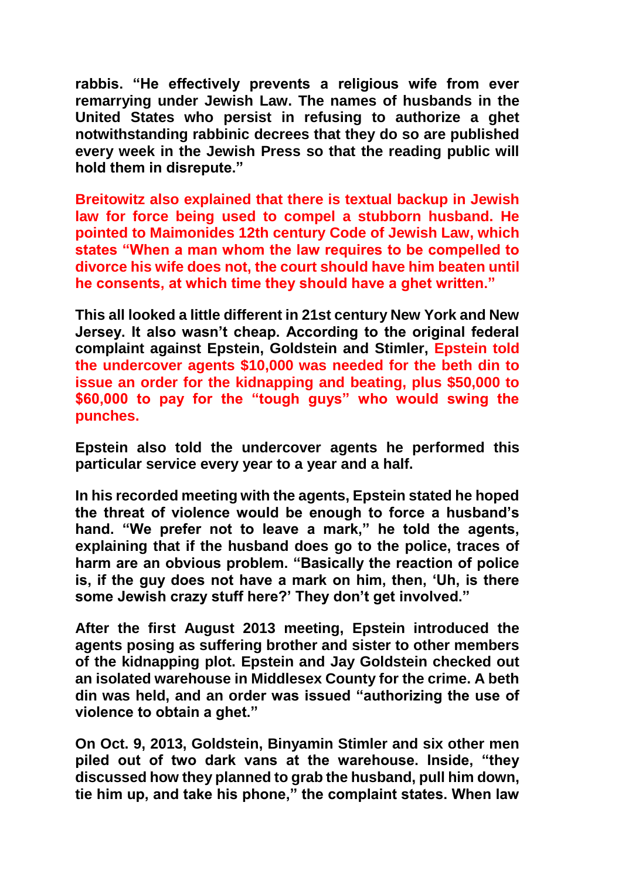**rabbis. "He effectively prevents a religious wife from ever remarrying under Jewish Law. The names of husbands in the United States who persist in refusing to authorize a ghet notwithstanding rabbinic decrees that they do so are published every week in the Jewish Press so that the reading public will hold them in disrepute."**

**Breitowitz also explained that there is textual backup in Jewish law for force being used to compel a stubborn husband. He pointed to Maimonides 12th century Code of Jewish Law, which states "When a man whom the law requires to be compelled to divorce his wife does not, the court should have him beaten until he consents, at which time they should have a ghet written."**

**This all looked a little different in 21st century New York and New Jersey. It also wasn't cheap. According to the original federal complaint against Epstein, Goldstein and Stimler, Epstein told the undercover agents $10,000 was needed for the beth din to issue an order for the kidnapping and beating, plus $50,000 to $60,000 to pay for the "tough guys" who would swing the punches.**

**Epstein also told the undercover agents he performed this particular service every year to a year and a half.**

**In his recorded meeting with the agents, Epstein stated he hoped the threat of violence would be enough to force a husband's hand. "We prefer not to leave a mark," he told the agents, explaining that if the husband does go to the police, traces of harm are an obvious problem. "Basically the reaction of police is, if the guy does not have a mark on him, then, 'Uh, is there some Jewish crazy stuff here?' They don't get involved."**

**After the first August 2013 meeting, Epstein introduced the agents posing as suffering brother and sister to other members of the kidnapping plot. Epstein and Jay Goldstein checked out an isolated warehouse in Middlesex County for the crime. A beth din was held, and an order was issued "authorizing the use of violence to obtain a ghet."**

**On Oct. 9, 2013, Goldstein, Binyamin Stimler and six other men piled out of two dark vans at the warehouse. Inside, "they discussed how they planned to grab the husband, pull him down, tie him up, and take his phone," the complaint states. When law**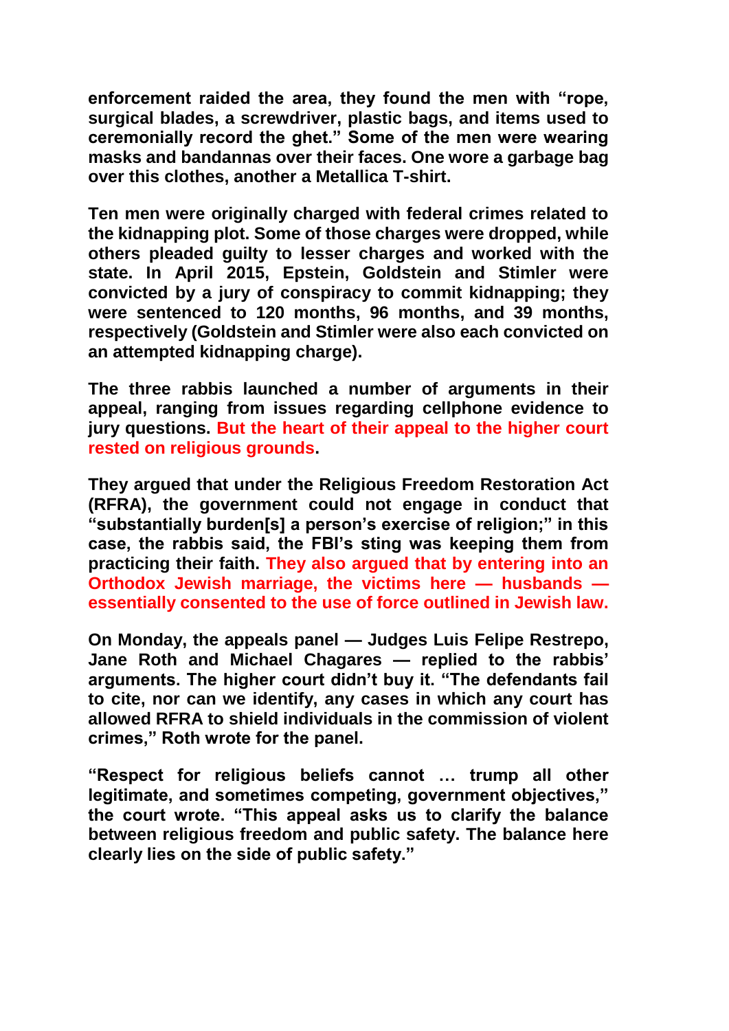**enforcement raided the area, they found the men with "rope, surgical blades, a screwdriver, plastic bags, and items used to ceremonially record the ghet." Some of the men were wearing masks and bandannas over their faces. One wore a garbage bag over this clothes, another a Metallica T-shirt.**

**Ten men were originally charged with federal crimes related to the kidnapping plot. Some of those charges were dropped, while others pleaded guilty to lesser charges and worked with the state. In April 2015, Epstein, Goldstein and Stimler were convicted by a jury of conspiracy to commit kidnapping; they were sentenced to 120 months, 96 months, and 39 months, respectively (Goldstein and Stimler were also each convicted on an attempted kidnapping charge).**

**The three rabbis launched a number of arguments in their appeal, ranging from issues regarding cellphone evidence to jury questions. But the heart of their appeal to the higher court rested on religious grounds.**

**They argued that under the Religious Freedom Restoration Act (RFRA), the government could not engage in conduct that "substantially burden[s] a person's exercise of religion;" in this case, the rabbis said, the FBI's sting was keeping them from practicing their faith. They also argued that by entering into an Orthodox Jewish marriage, the victims here — husbands — essentially consented to the use of force outlined in Jewish law.**

**On Monday, the appeals panel — Judges Luis Felipe Restrepo, Jane Roth and Michael Chagares — replied to the rabbis' arguments. The higher court didn't buy it. "The defendants fail to cite, nor can we identify, any cases in which any court has allowed RFRA to shield individuals in the commission of violent crimes," Roth wrote for the panel.**

**"Respect for religious beliefs cannot … trump all other legitimate, and sometimes competing, government objectives," the court wrote. "This appeal asks us to clarify the balance between religious freedom and public safety. The balance here clearly lies on the side of public safety."**